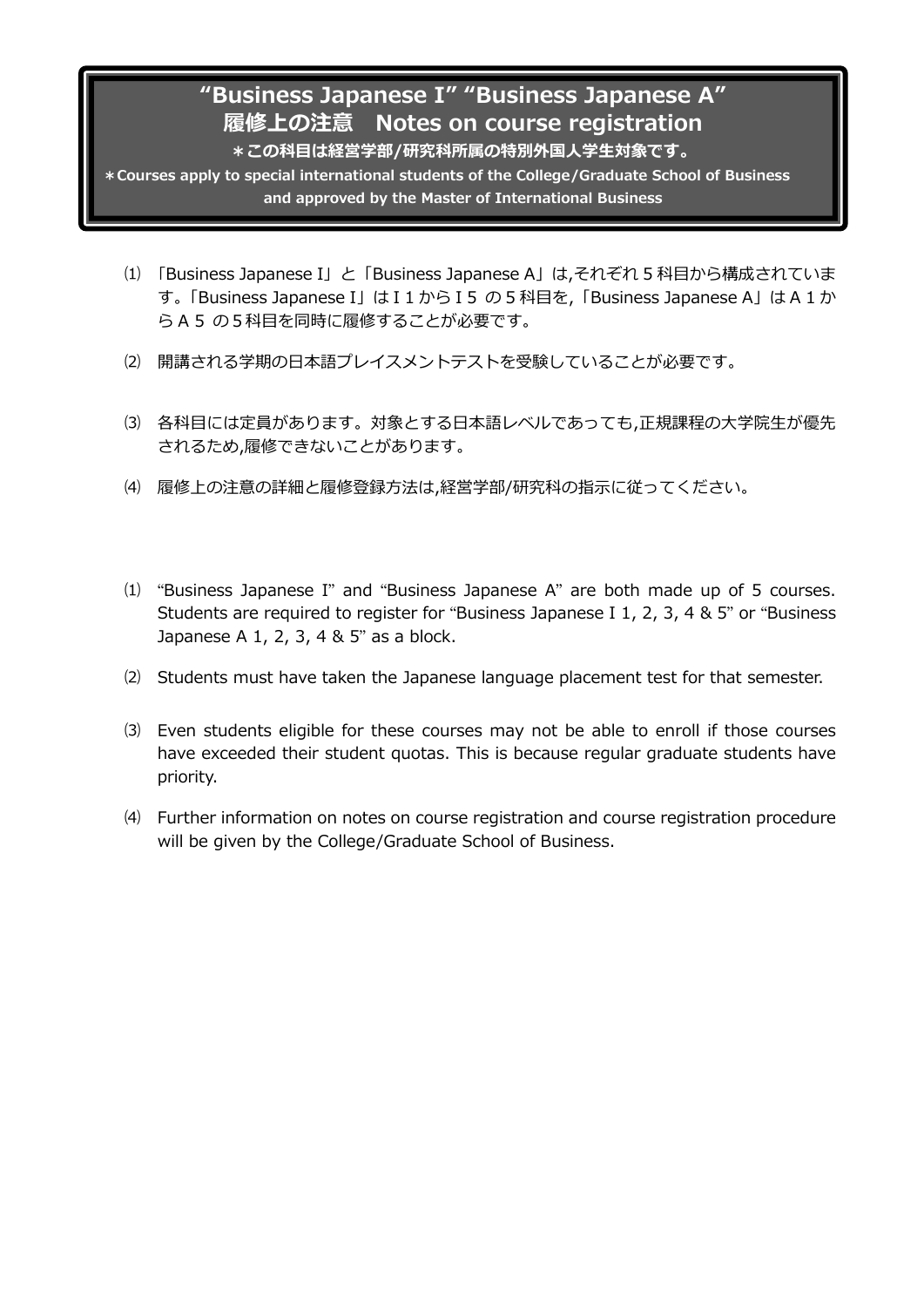# "Business Japanese I" "Business Japanese A"

# 履修上の注意　Notes on course registration

**＊この科目は経営学部/研究科所属の特別外国人学生対象です。**

**＊Courses apply to special international students of the College/Graduate School of Business and approved by the Master of International Business**

⑴ 「Business Japanese I」と「Business Japanese A」は,それぞれ５科目から構成されています。「Business Japanese I」はＩ１からＩ５ の５科目を,「Business Japanese A」はＡ１からＡ５ の5科目を同時に履修することが必要です。

⑵ 開講される学期の日本語プレイスメントテストを受験していることが必要です。

⑶ 各科目には定員があります。対象とする日本語レベルであっても,正規課程の大学院生が優先されるため,履修できないことがあります。

⑷ 履修上の注意の詳細と履修登録方法は,経営学部/研究科の指示に従ってください。

⑴ "Business Japanese I" and "Business Japanese A" are both made up of 5 courses. Students are required to register for "Business Japanese I 1, 2, 3, 4 & 5" or "Business Japanese A 1, 2, 3, 4 & 5" as a block.

⑵ Students must have taken the Japanese language placement test for that semester.

⑶ Even students eligible for these courses may not be able to enroll if those courses have exceeded their student quotas. This is because regular graduate students have priority.

⑷ Further information on notes on course registration and course registration procedure will be given by the College/Graduate School of Business.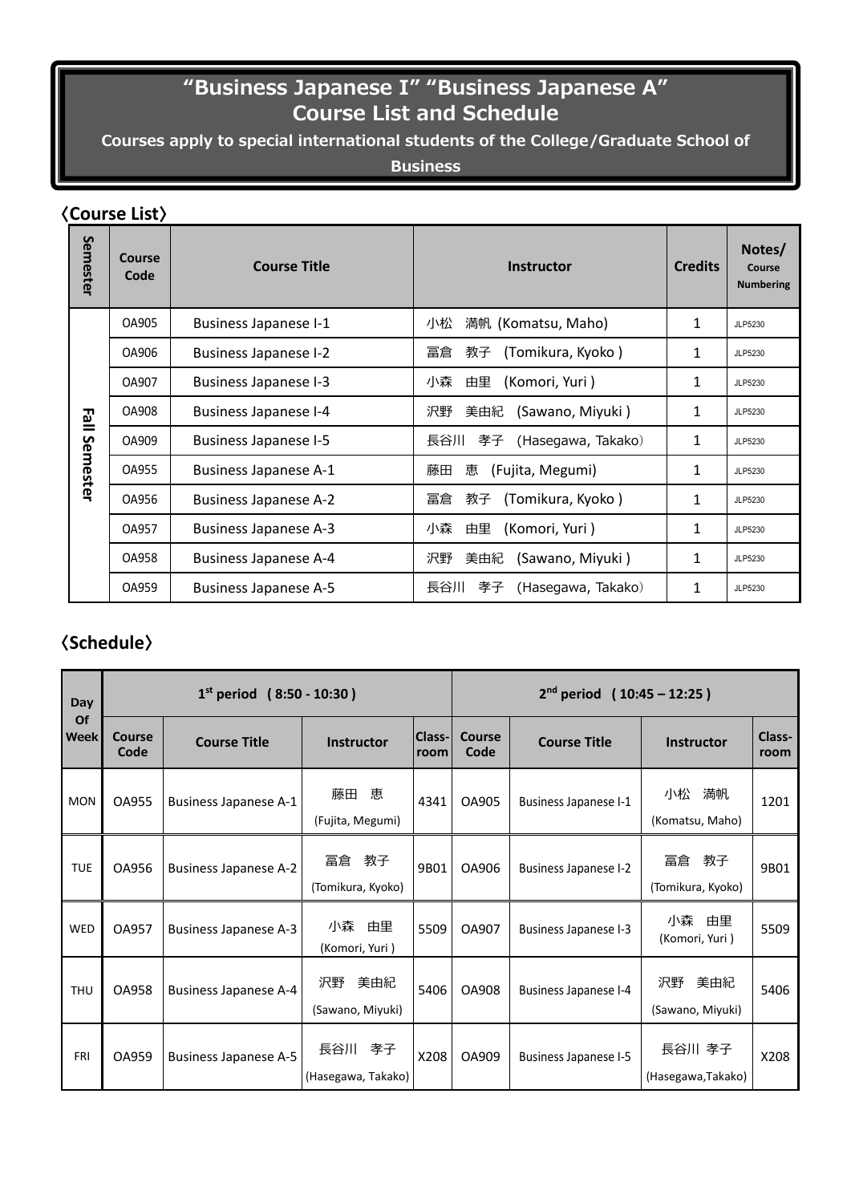# "Business Japanese I" "Business Japanese A" Course List and Schedule

**Courses apply to special international students of the College/Graduate School of Business**

## 〈Course List〉

| Semester | Course Code | Course Title | Instructor | Credits | Notes/ Course Numbering |
|---|---|---|---|---|---|
| Fall Semester | OA905 | Business Japanese I-1 | 小松　満帆 (Komatsu, Maho) | 1 | JLP5230 |
| | OA906 | Business Japanese I-2 | 冨倉　教子　(Tomikura, Kyoko ) | 1 | JLP5230 |
| | OA907 | Business Japanese I-3 | 小森　由里　(Komori, Yuri ) | 1 | JLP5230 |
| | OA908 | Business Japanese I-4 | 沢野　美由紀　(Sawano, Miyuki ) | 1 | JLP5230 |
| | OA909 | Business Japanese I-5 | 長谷川　孝子　(Hasegawa, Takako) | 1 | JLP5230 |
| | OA955 | Business Japanese A-1 | 藤田　恵　(Fujita, Megumi) | 1 | JLP5230 |
| | OA956 | Business Japanese A-2 | 冨倉　教子　(Tomikura, Kyoko ) | 1 | JLP5230 |
| | OA957 | Business Japanese A-3 | 小森　由里　(Komori, Yuri ) | 1 | JLP5230 |
| | OA958 | Business Japanese A-4 | 沢野　美由紀　(Sawano, Miyuki ) | 1 | JLP5230 |
| | OA959 | Business Japanese A-5 | 長谷川　孝子　(Hasegawa, Takako) | 1 | JLP5230 |

## 〈Schedule〉

| Day Of Week | 1st period (8:50 - 10:30 ) | | | | 2nd period (10:45 – 12:25 ) | | | |
|---|---|---|---|---|---|---|---|---|
| | Course Code | Course Title | Instructor | Class-room | Course Code | Course Title | Instructor | Class-room |
| MON | OA955 | Business Japanese A-1 | 藤田　恵 (Fujita, Megumi) | 4341 | OA905 | Business Japanese I-1 | 小松　満帆 (Komatsu, Maho) | 1201 |
| TUE | OA956 | Business Japanese A-2 | 冨倉　教子 (Tomikura, Kyoko) | 9B01 | OA906 | Business Japanese I-2 | 冨倉　教子 (Tomikura, Kyoko) | 9B01 |
| WED | OA957 | Business Japanese A-3 | 小森　由里 (Komori, Yuri ) | 5509 | OA907 | Business Japanese I-3 | 小森　由里 (Komori, Yuri ) | 5509 |
| THU | OA958 | Business Japanese A-4 | 沢野　美由紀 (Sawano, Miyuki) | 5406 | OA908 | Business Japanese I-4 | 沢野　美由紀 (Sawano, Miyuki) | 5406 |
| FRI | OA959 | Business Japanese A-5 | 長谷川　孝子 (Hasegawa, Takako) | X208 | OA909 | Business Japanese I-5 | 長谷川 孝子 (Hasegawa,Takako) | X208 |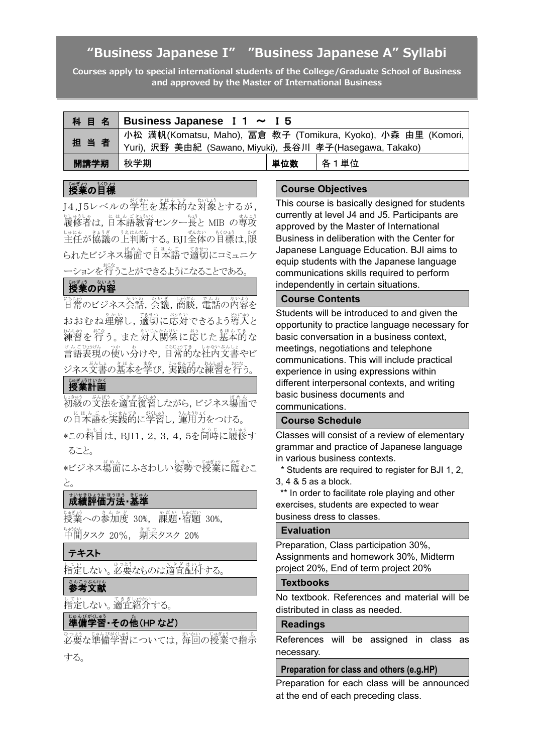# "Business Japanese I" "Business Japanese A" Syllabi

**Courses apply to special international students of the College/Graduate School of Business and approved by the Master of International Business**

| 科目名 | Business Japanese Ｉ１ ～ Ｉ５ | | |
|---|---|---|---|
| 担当者 | 小松 満帆(Komatsu, Maho), 冨倉 教子 (Tomikura, Kyoko), 小森 由里 (Komori, Yuri), 沢野 美由紀 (Sawano, Miyuki), 長谷川 孝子(Hasegawa, Takako) | | |
| 開講学期 | 秋学期 | 単位数 | 各１単位 |

## 授業の目標

J4,J5レベルの学生を基本的な対象とするが，履修者は，日本語教育センター長と MIB の専攻主任が協議の上判断する。BJI全体の目標は,限られたビジネス場面で日本語で適切にコミュニケーションを行うことができるようになることである。

## 授業の内容

日常のビジネス会話，会議，商談，電話の内容をおおむね理解し，適切に応対できるよう導入と練習を行う。また対人関係に応じた基本的な言語表現の使い分けや，日常的な社内文書やビジネス文書の基本を学び，実践的な練習を行う。

## 授業計画

初級の文法を適宜復習しながら，ビジネス場面での日本語を実践的に学習し，運用力をつける。

*この科目は，BJI1，2，3，4，5を同時に履修すること。

*ビジネス場面にふさわしい姿勢で授業に臨むこと。

## 成績評価方法・基準

授業への参加度 30%， 課題・宿題 30%，中間タスク 20%， 期末タスク 20%

## テキスト

指定しない。必要なものは適宜配付する。

## 参考文献

指定しない。適宜紹介する。

## 準備学習・その他(HP など)

必要な準備学習については，毎回の授業で指示する。

## Course Objectives

This course is basically designed for students currently at level J4 and J5. Participants are approved by the Master of International Business in deliberation with the Center for Japanese Language Education. BJI aims to equip students with the Japanese language communications skills required to perform independently in certain situations.

## Course Contents

Students will be introduced to and given the opportunity to practice language necessary for basic conversation in a business context, meetings, negotiations and telephone communications. This will include practical experience in using expressions within different interpersonal contexts, and writing basic business documents and communications.

## Course Schedule

Classes will consist of a review of elementary grammar and practice of Japanese language in various business contexts.

* Students are required to register for BJI 1, 2, 3, 4 & 5 as a block.

** In order to facilitate role playing and other exercises, students are expected to wear business dress to classes.

## Evaluation

Preparation, Class participation 30%, Assignments and homework 30%, Midterm project 20%, End of term project 20%

## Textbooks

No textbook. References and material will be distributed in class as needed.

## Readings

References will be assigned in class as necessary.

## Preparation for class and others (e.g.HP)

Preparation for each class will be announced at the end of each preceding class.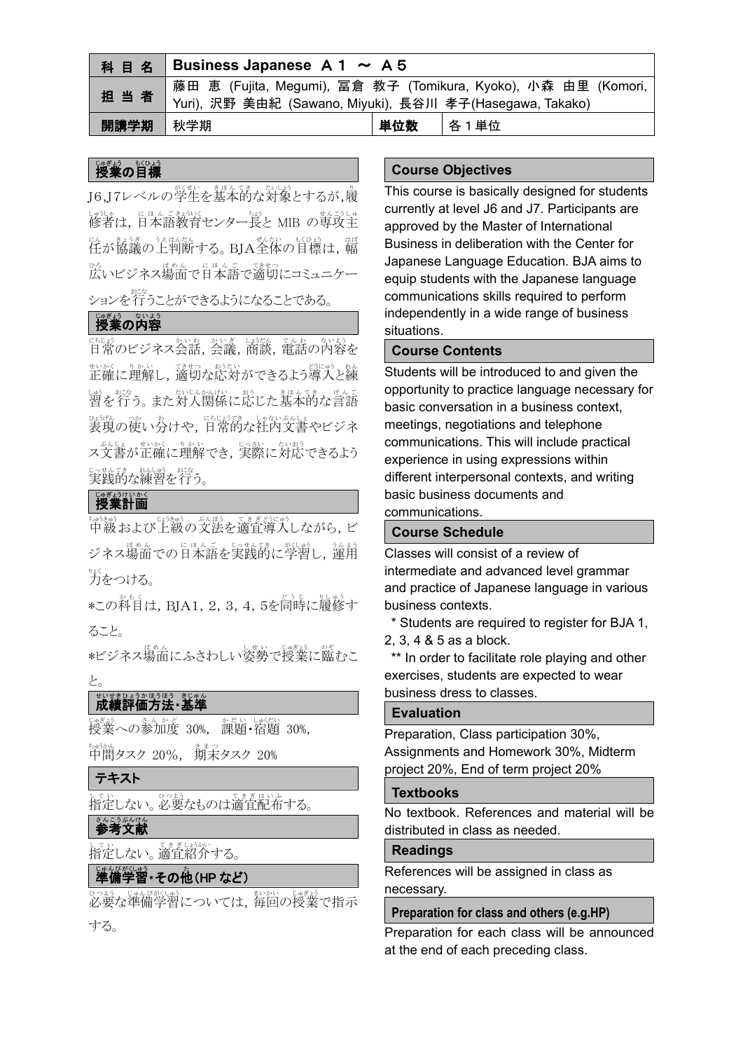| 科目名 | Business Japanese Ａ１ ～ Ａ５ | | |
|---|---|---|---|
| 担当者 | 藤田 恵 (Fujita, Megumi), 冨倉 教子 (Tomikura, Kyoko), 小森 由里 (Komori, Yuri), 沢野 美由紀 (Sawano, Miyuki), 長谷川 孝子(Hasegawa, Takako) | | |
| 開講学期 | 秋学期 | 単位数 | 各１単位 |

### 授業の目標

J6,J7レベルの学生を基本的な対象とするが,履修者は,日本語教育センター長と MIB の専攻主任が協議の上判断する。BJA全体の目標は,幅広いビジネス場面で日本語で適切にコミュニケーションを行うことができるようになることである。

### 授業の内容

日常のビジネス会話,会議,商談,電話の内容を正確に理解し,適切な応対ができるよう導入と練習を行う。また対人関係に応じた基本的な言語表現の使い分けや,日常的な社内文書やビジネス文書が正確に理解でき,実際に対応できるよう実践的な練習を行う。

### 授業計画

中級および上級の文法を適宜導入しながら,ビジネス場面での日本語を実践的に学習し,運用力をつける。

*この科目は,BJA1,2,3,4,5を同時に履修すること。

*ビジネス場面にふさわしい姿勢で授業に臨むこと。

### 成績評価方法・基準

授業への参加度 30%, 課題・宿題 30%,

中間タスク 20%, 期末タスク 20%

### テキスト

指定しない。必要なものは適宜配布する。

### 参考文献

指定しない。適宜紹介する。

### 準備学習・その他(HP など)

必要な準備学習については,毎回の授業で指示する。

### Course Objectives

This course is basically designed for students currently at level J6 and J7. Participants are approved by the Master of International Business in deliberation with the Center for Japanese Language Education. BJA aims to equip students with the Japanese language communications skills required to perform independently in a wide range of business situations.

### Course Contents

Students will be introduced to and given the opportunity to practice language necessary for basic conversation in a business context, meetings, negotiations and telephone communications. This will include practical experience in using expressions within different interpersonal contexts, and writing basic business documents and communications.

### Course Schedule

Classes will consist of a review of intermediate and advanced level grammar and practice of Japanese language in various business contexts.

* Students are required to register for BJA 1, 2, 3, 4 & 5 as a block.

** In order to facilitate role playing and other exercises, students are expected to wear business dress to classes.

### Evaluation

Preparation, Class participation 30%, Assignments and Homework 30%, Midterm project 20%, End of term project 20%

### Textbooks

No textbook. References and material will be distributed in class as needed.

### Readings

References will be assigned in class as necessary.

### Preparation for class and others (e.g.HP)

Preparation for each class will be announced at the end of each preceding class.